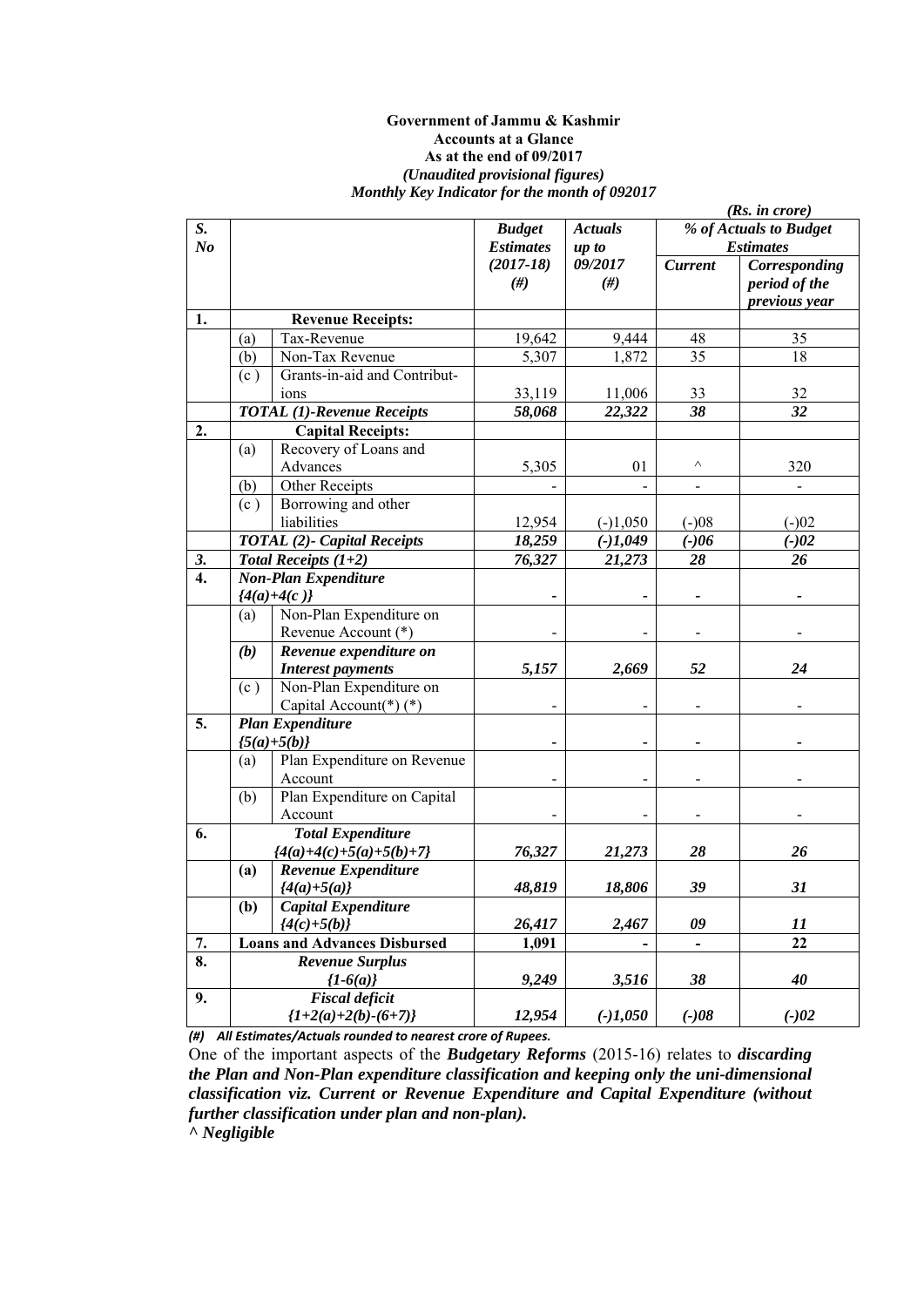**Government of Jammu & Kashmir**
**Accounts at a Glance**
**As at the end of 09/2017**
***(Unaudited provisional figures)***
***Monthly Key Indicator for the month of 092017***

***(Rs. in crore)***

| S. No | | | *Budget Estimates (2017-18) (#)* | *Actuals up to 09/2017 (#)* | *% of Actuals to Budget Estimates* | |
|---|---|---|---|---|---|---|
| | | | | | *Current* | *Corresponding period of the previous year* |
| **1.** | | **Revenue Receipts:** | | | | |
| | (a) | Tax-Revenue | 19,642 | 9,444 | 48 | 35 |
| | (b) | Non-Tax Revenue | 5,307 | 1,872 | 35 | 18 |
| | (c ) | Grants-in-aid and Contributions | 33,119 | 11,006 | 33 | 32 |
| | | ***TOTAL (1)-Revenue Receipts*** | ***58,068*** | ***22,322*** | ***38*** | ***32*** |
| **2.** | | **Capital Receipts:** | | | | |
| | (a) | Recovery of Loans and Advances | 5,305 | 01 | ^ | 320 |
| | (b) | Other Receipts | - | - | - | - |
| | (c ) | Borrowing and other liabilities | 12,954 | (-)1,050 | (-)08 | (-)02 |
| | | ***TOTAL (2)- Capital Receipts*** | ***18,259*** | ***(-)1,049*** | ***(-)06*** | ***(-)02*** |
| ***3.*** | | ***Total Receipts (1+2)*** | ***76,327*** | ***21,273*** | ***28*** | ***26*** |
| **4.** | | ***Non-Plan Expenditure {4(a)+4(c )}*** | - | - | - | - |
| | (a) | Non-Plan Expenditure on Revenue Account (*) | - | - | - | - |
| | ***(b)*** | ***Revenue expenditure on Interest payments*** | ***5,157*** | ***2,669*** | ***52*** | ***24*** |
| | (c ) | Non-Plan Expenditure on Capital Account(*) (*) | - | - | - | - |
| **5.** | | ***Plan Expenditure {5(a)+5(b)}*** | - | - | - | - |
| | (a) | Plan Expenditure on Revenue Account | - | - | - | - |
| | (b) | Plan Expenditure on Capital Account | - | - | - | - |
| **6.** | | ***Total Expenditure {4(a)+4(c)+5(a)+5(b)+7}*** | ***76,327*** | ***21,273*** | ***28*** | ***26*** |
| | **(a)** | ***Revenue Expenditure {4(a)+5(a)}*** | ***48,819*** | ***18,806*** | ***39*** | ***31*** |
| | **(b)** | ***Capital Expenditure {4(c)+5(b)}*** | ***26,417*** | ***2,467*** | ***09*** | ***11*** |
| **7.** | | **Loans and Advances Disbursed** | **1,091** | **-** | **-** | **22** |
| **8.** | | ***Revenue Surplus {1-6(a)}*** | ***9,249*** | ***3,516*** | ***38*** | ***40*** |
| **9.** | | ***Fiscal deficit {1+2(a)+2(b)-(6+7)}*** | ***12,954*** | ***(-)1,050*** | ***(-)08*** | ***(-)02*** |

***(#) All Estimates/Actuals rounded to nearest crore of Rupees.***

One of the important aspects of the ***Budgetary Reforms*** (2015-16) relates to ***discarding the Plan and Non-Plan expenditure classification and keeping only the uni-dimensional classification viz. Current or Revenue Expenditure and Capital Expenditure (without further classification under plan and non-plan).***

***^ Negligible***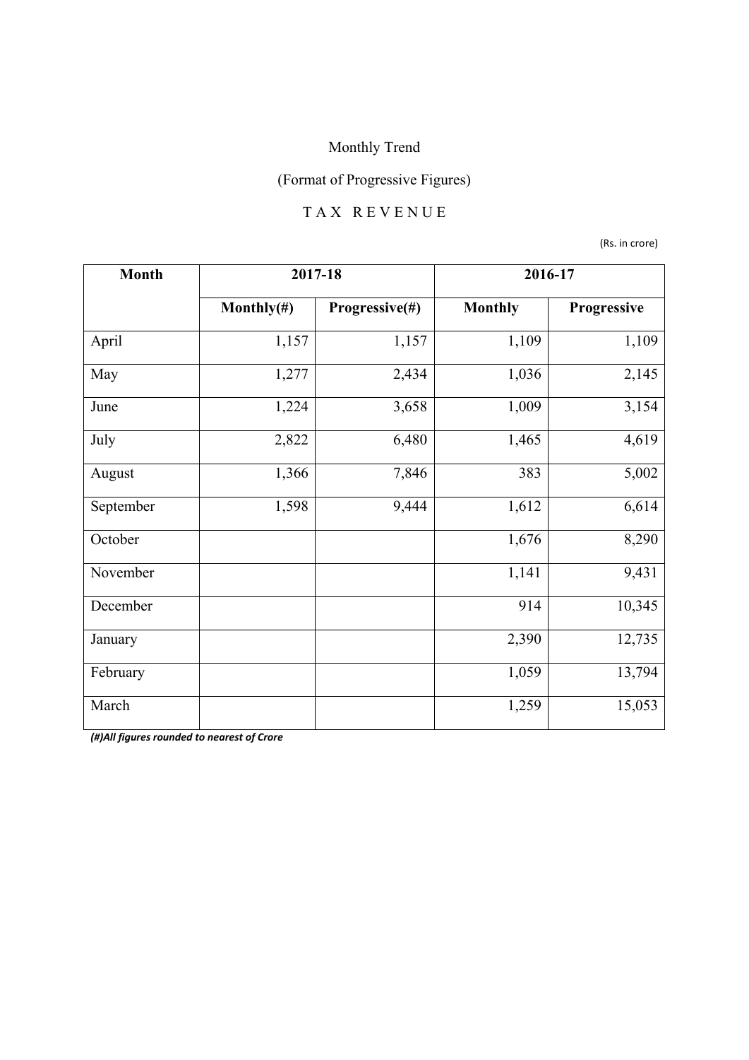Monthly Trend

(Format of Progressive Figures)

T A X  R E V E N U E

(Rs. in crore)

| Month | 2017-18 | | 2016-17 | |
|---|---|---|---|---|
| | Monthly(#) | Progressive(#) | Monthly | Progressive |
| April | 1,157 | 1,157 | 1,109 | 1,109 |
| May | 1,277 | 2,434 | 1,036 | 2,145 |
| June | 1,224 | 3,658 | 1,009 | 3,154 |
| July | 2,822 | 6,480 | 1,465 | 4,619 |
| August | 1,366 | 7,846 | 383 | 5,002 |
| September | 1,598 | 9,444 | 1,612 | 6,614 |
| October | | | 1,676 | 8,290 |
| November | | | 1,141 | 9,431 |
| December | | | 914 | 10,345 |
| January | | | 2,390 | 12,735 |
| February | | | 1,059 | 13,794 |
| March | | | 1,259 | 15,053 |

*(#)All figures rounded to nearest of Crore*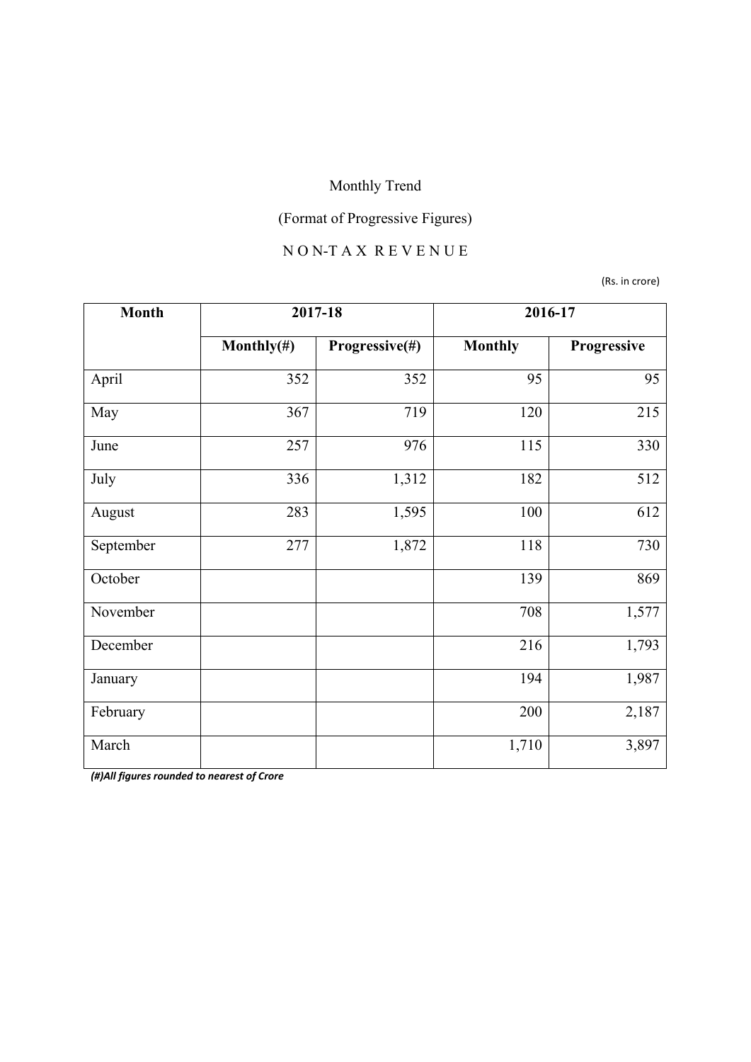Monthly Trend

(Format of Progressive Figures)

N O N-T A X R E V E N U E

(Rs. in crore)

| Month | 2017-18 | | 2016-17 | |
|---|---|---|---|---|
| | Monthly(#) | Progressive(#) | Monthly | Progressive |
| April | 352 | 352 | 95 | 95 |
| May | 367 | 719 | 120 | 215 |
| June | 257 | 976 | 115 | 330 |
| July | 336 | 1,312 | 182 | 512 |
| August | 283 | 1,595 | 100 | 612 |
| September | 277 | 1,872 | 118 | 730 |
| October | | | 139 | 869 |
| November | | | 708 | 1,577 |
| December | | | 216 | 1,793 |
| January | | | 194 | 1,987 |
| February | | | 200 | 2,187 |
| March | | | 1,710 | 3,897 |

***(#)All figures rounded to nearest of Crore***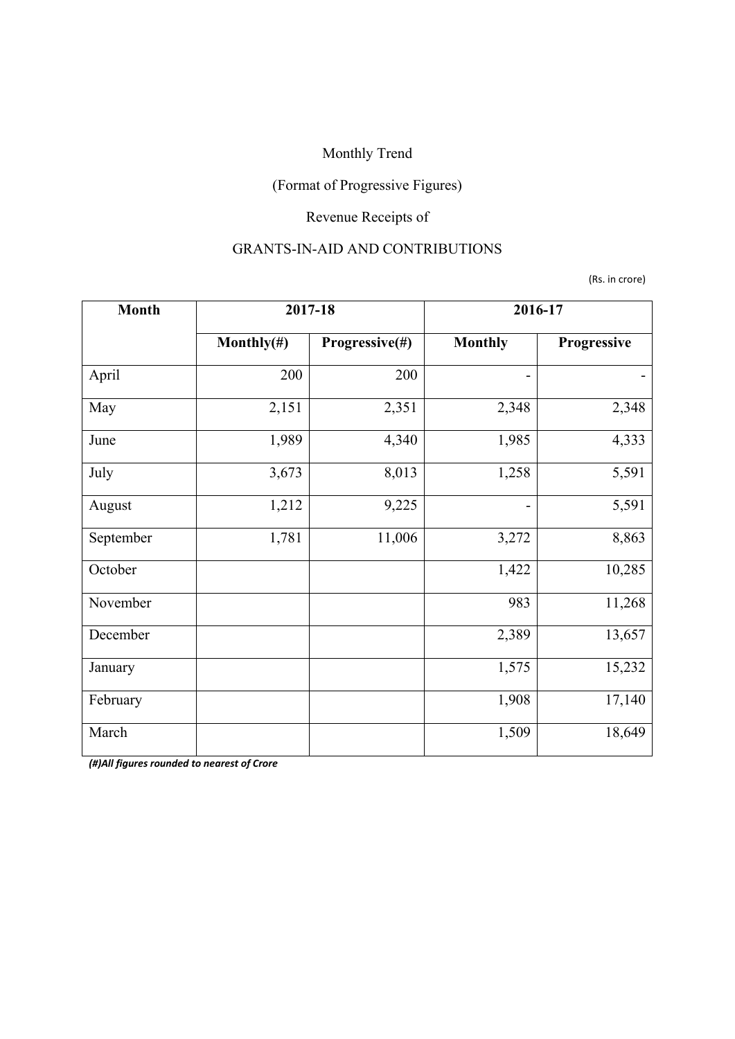Monthly Trend

(Format of Progressive Figures)

Revenue Receipts of

GRANTS-IN-AID AND CONTRIBUTIONS

(Rs. in crore)

| Month | 2017-18 | | 2016-17 | |
|---|---|---|---|---|
| | Monthly(#) | Progressive(#) | Monthly | Progressive |
| April | 200 | 200 | - | - |
| May | 2,151 | 2,351 | 2,348 | 2,348 |
| June | 1,989 | 4,340 | 1,985 | 4,333 |
| July | 3,673 | 8,013 | 1,258 | 5,591 |
| August | 1,212 | 9,225 | - | 5,591 |
| September | 1,781 | 11,006 | 3,272 | 8,863 |
| October | | | 1,422 | 10,285 |
| November | | | 983 | 11,268 |
| December | | | 2,389 | 13,657 |
| January | | | 1,575 | 15,232 |
| February | | | 1,908 | 17,140 |
| March | | | 1,509 | 18,649 |

*(#)All figures rounded to nearest of Crore*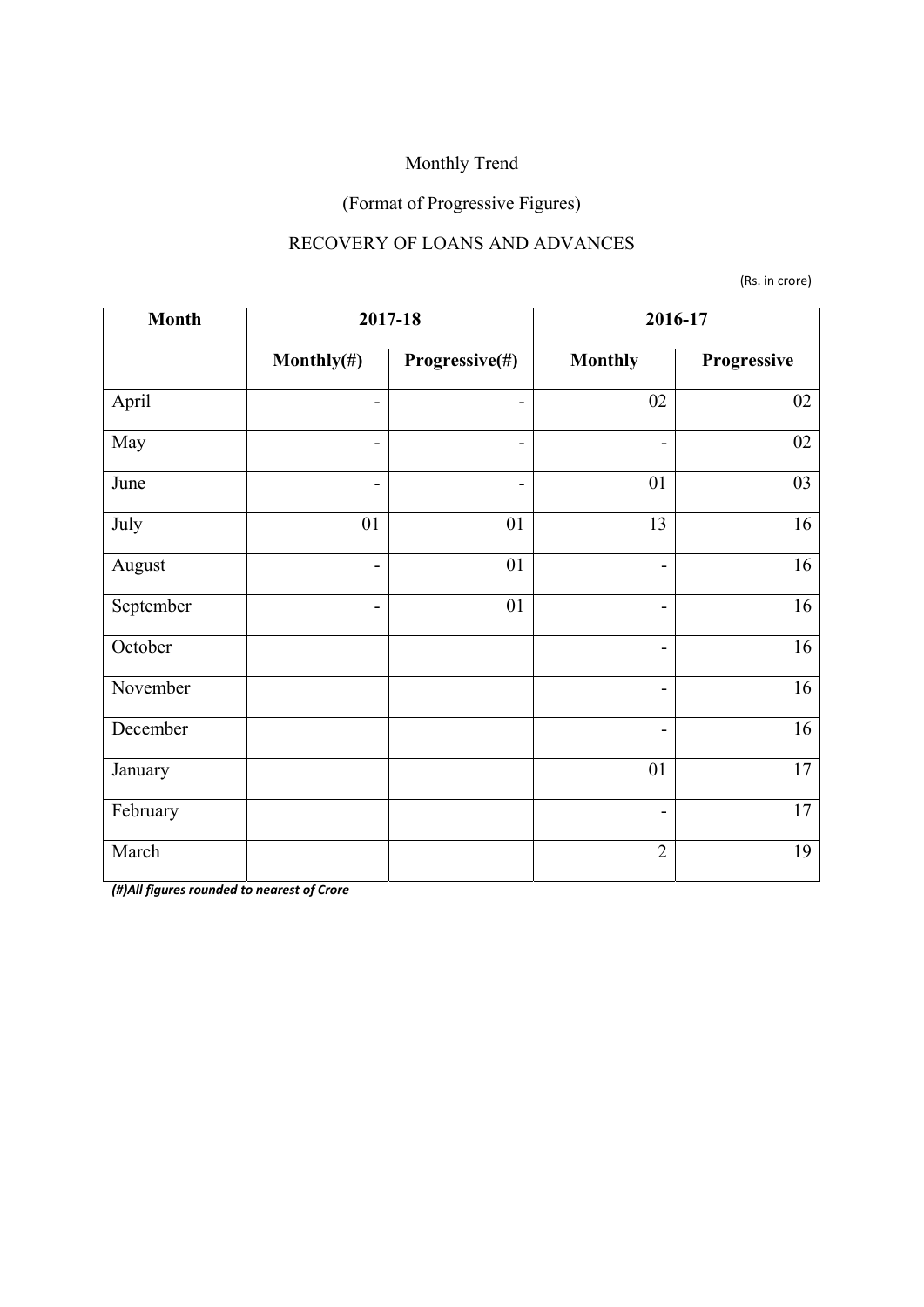Monthly Trend

(Format of Progressive Figures)

RECOVERY OF LOANS AND ADVANCES

(Rs. in crore)

| Month | 2017-18 | | 2016-17 | |
|---|---|---|---|---|
| | Monthly(#) | Progressive(#) | Monthly | Progressive |
| April | - | - | 02 | 02 |
| May | - | - | - | 02 |
| June | - | - | 01 | 03 |
| July | 01 | 01 | 13 | 16 |
| August | - | 01 | - | 16 |
| September | - | 01 | - | 16 |
| October | | | - | 16 |
| November | | | - | 16 |
| December | | | - | 16 |
| January | | | 01 | 17 |
| February | | | - | 17 |
| March | | | 2 | 19 |

***(#)All figures rounded to nearest of Crore***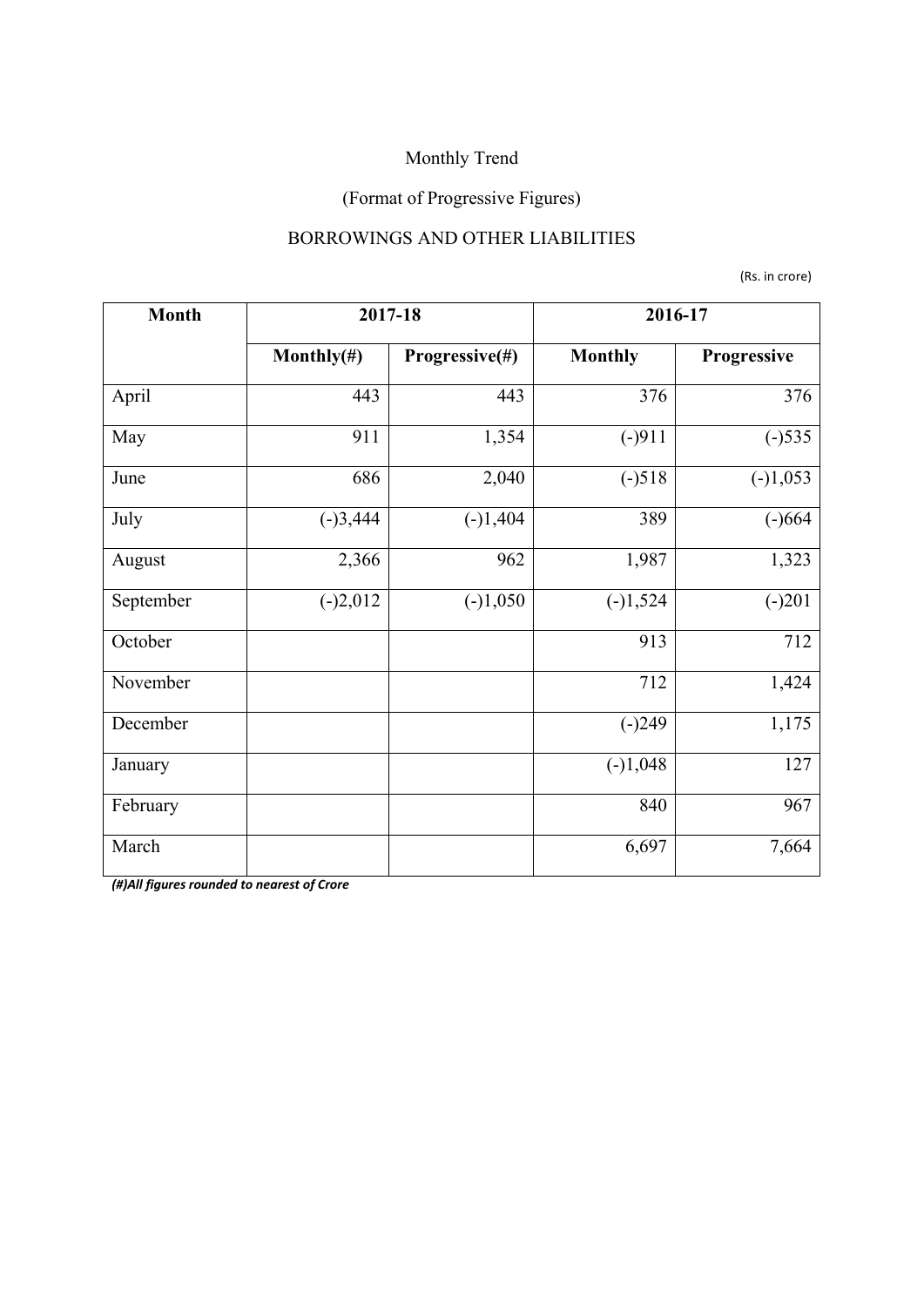Monthly Trend

(Format of Progressive Figures)

BORROWINGS AND OTHER LIABILITIES

(Rs. in crore)

| Month | 2017-18 | | 2016-17 | |
|---|---|---|---|---|
| | Monthly(#) | Progressive(#) | Monthly | Progressive |
| April | 443 | 443 | 376 | 376 |
| May | 911 | 1,354 | (-)911 | (-)535 |
| June | 686 | 2,040 | (-)518 | (-)1,053 |
| July | (-)3,444 | (-)1,404 | 389 | (-)664 |
| August | 2,366 | 962 | 1,987 | 1,323 |
| September | (-)2,012 | (-)1,050 | (-)1,524 | (-)201 |
| October | | | 913 | 712 |
| November | | | 712 | 1,424 |
| December | | | (-)249 | 1,175 |
| January | | | (-)1,048 | 127 |
| February | | | 840 | 967 |
| March | | | 6,697 | 7,664 |

***(#)All figures rounded to nearest of Crore***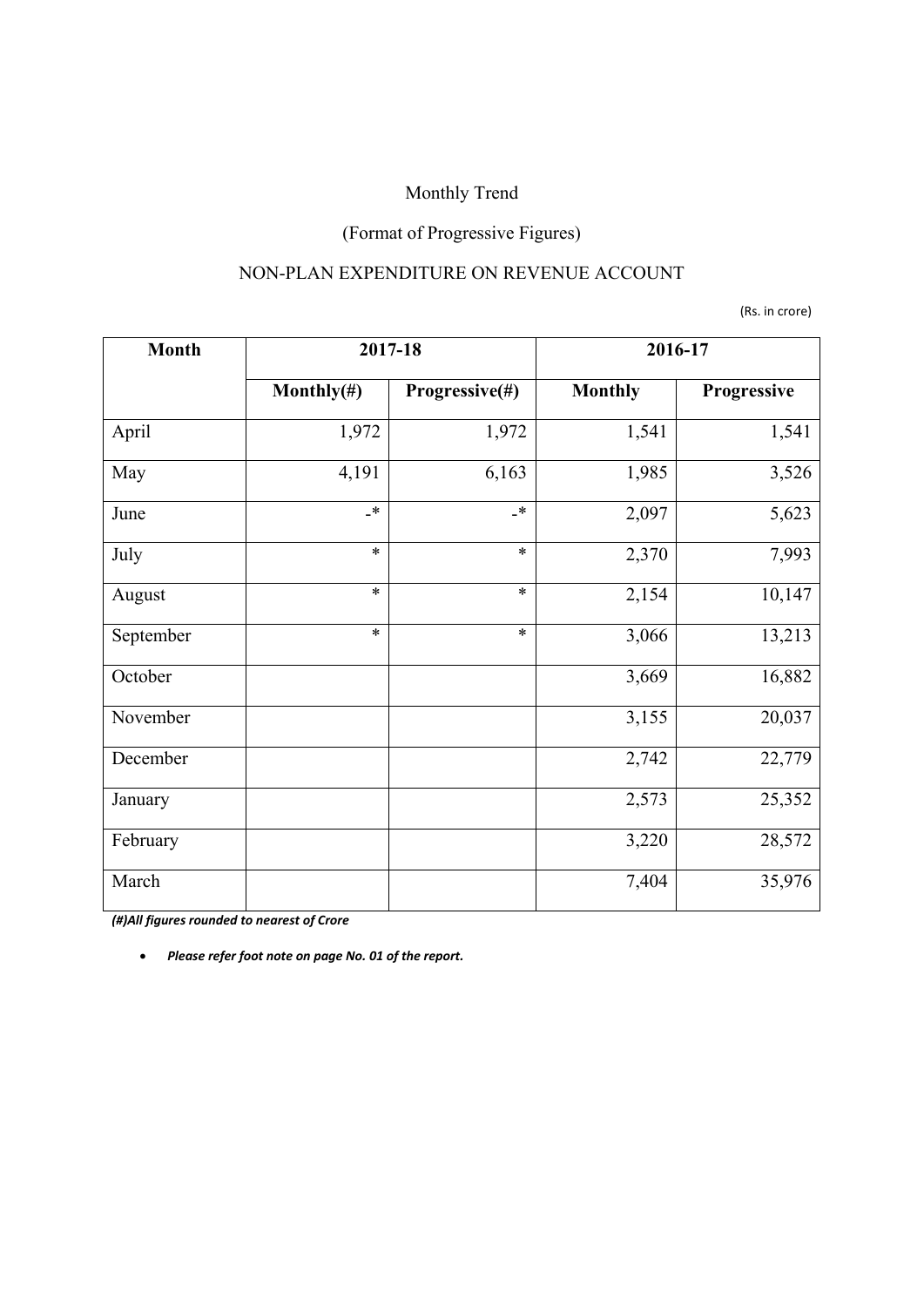Monthly Trend

(Format of Progressive Figures)

NON-PLAN EXPENDITURE ON REVENUE ACCOUNT

(Rs. in crore)

| Month | 2017-18 | | 2016-17 | |
|---|---|---|---|---|
| | Monthly(#) | Progressive(#) | Monthly | Progressive |
| April | 1,972 | 1,972 | 1,541 | 1,541 |
| May | 4,191 | 6,163 | 1,985 | 3,526 |
| June | -* | -* | 2,097 | 5,623 |
| July | * | * | 2,370 | 7,993 |
| August | * | * | 2,154 | 10,147 |
| September | * | * | 3,066 | 13,213 |
| October | | | 3,669 | 16,882 |
| November | | | 3,155 | 20,037 |
| December | | | 2,742 | 22,779 |
| January | | | 2,573 | 25,352 |
| February | | | 3,220 | 28,572 |
| March | | | 7,404 | 35,976 |

***(#)All figures rounded to nearest of Crore***

- ***Please refer foot note on page No. 01 of the report.***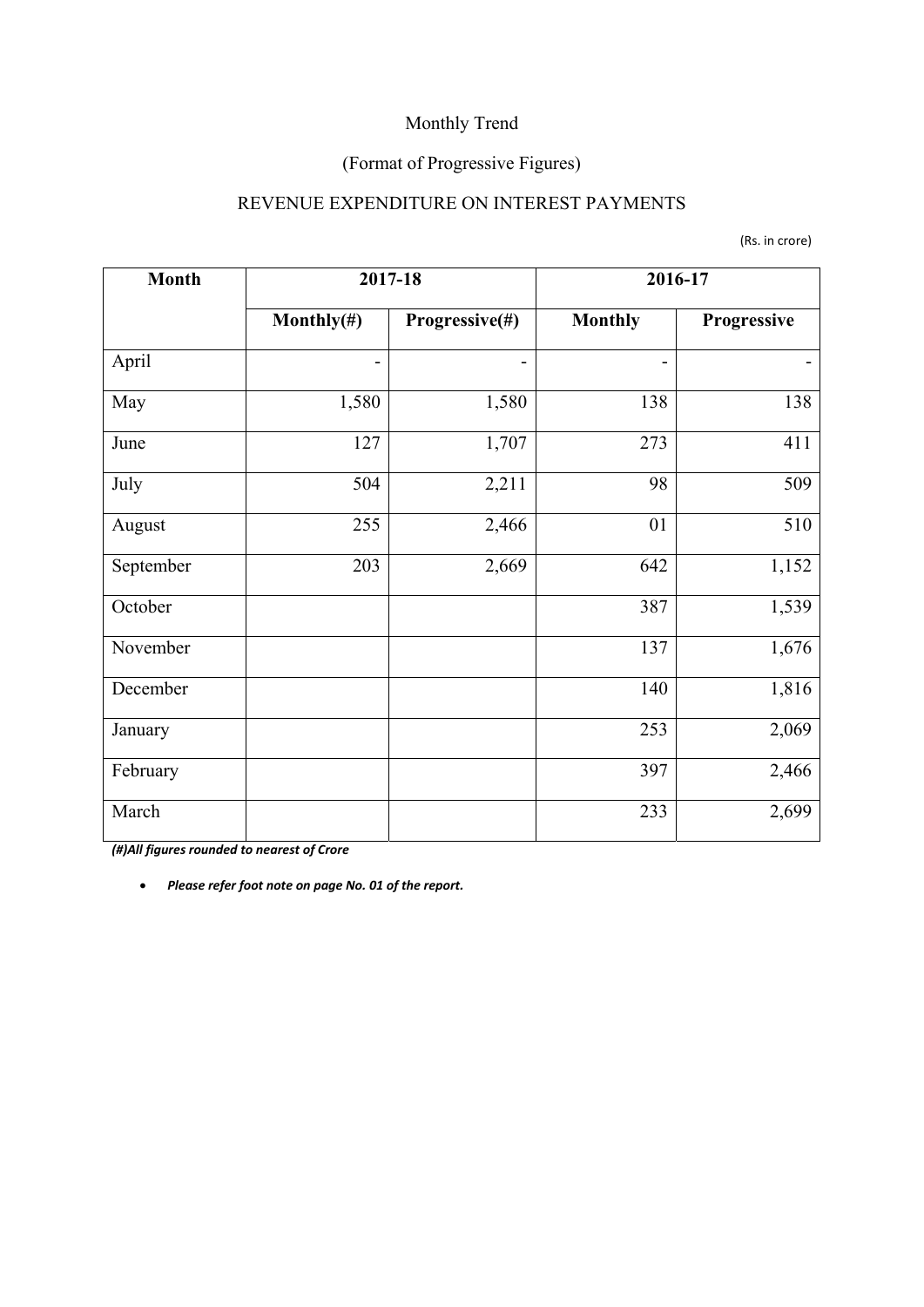Monthly Trend

(Format of Progressive Figures)

REVENUE EXPENDITURE ON INTEREST PAYMENTS

(Rs. in crore)

| Month | 2017-18 | | 2016-17 | |
|---|---|---|---|---|
| | Monthly(#) | Progressive(#) | Monthly | Progressive |
| April | - | - | - | - |
| May | 1,580 | 1,580 | 138 | 138 |
| June | 127 | 1,707 | 273 | 411 |
| July | 504 | 2,211 | 98 | 509 |
| August | 255 | 2,466 | 01 | 510 |
| September | 203 | 2,669 | 642 | 1,152 |
| October | | | 387 | 1,539 |
| November | | | 137 | 1,676 |
| December | | | 140 | 1,816 |
| January | | | 253 | 2,069 |
| February | | | 397 | 2,466 |
| March | | | 233 | 2,699 |

***(#)All figures rounded to nearest of Crore***

- ***Please refer foot note on page No. 01 of the report.***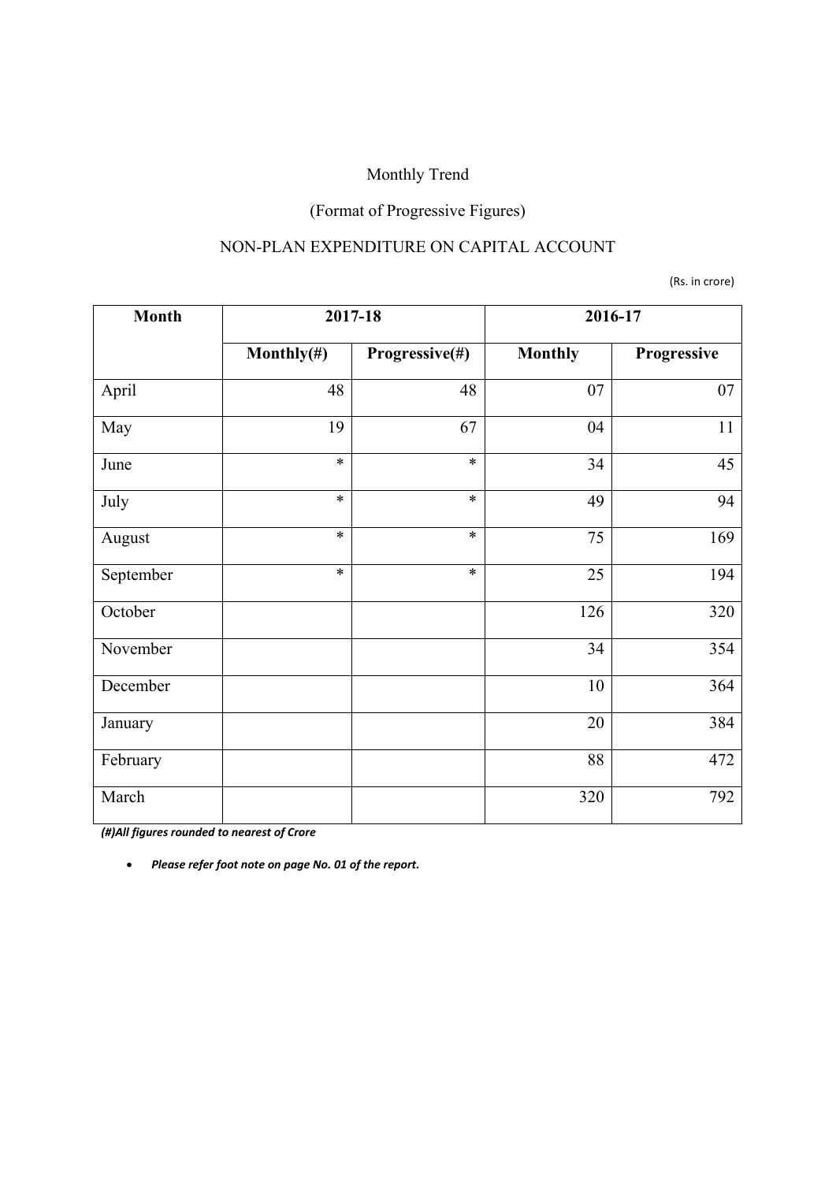Monthly Trend

(Format of Progressive Figures)

NON-PLAN EXPENDITURE ON CAPITAL ACCOUNT

(Rs. in crore)

| Month | 2017-18 | | 2016-17 | |
|---|---|---|---|---|
| | Monthly(#) | Progressive(#) | Monthly | Progressive |
| April | 48 | 48 | 07 | 07 |
| May | 19 | 67 | 04 | 11 |
| June | * | * | 34 | 45 |
| July | * | * | 49 | 94 |
| August | * | * | 75 | 169 |
| September | * | * | 25 | 194 |
| October | | | 126 | 320 |
| November | | | 34 | 354 |
| December | | | 10 | 364 |
| January | | | 20 | 384 |
| February | | | 88 | 472 |
| March | | | 320 | 792 |

***(#)All figures rounded to nearest of Crore***

- ***Please refer foot note on page No. 01 of the report.***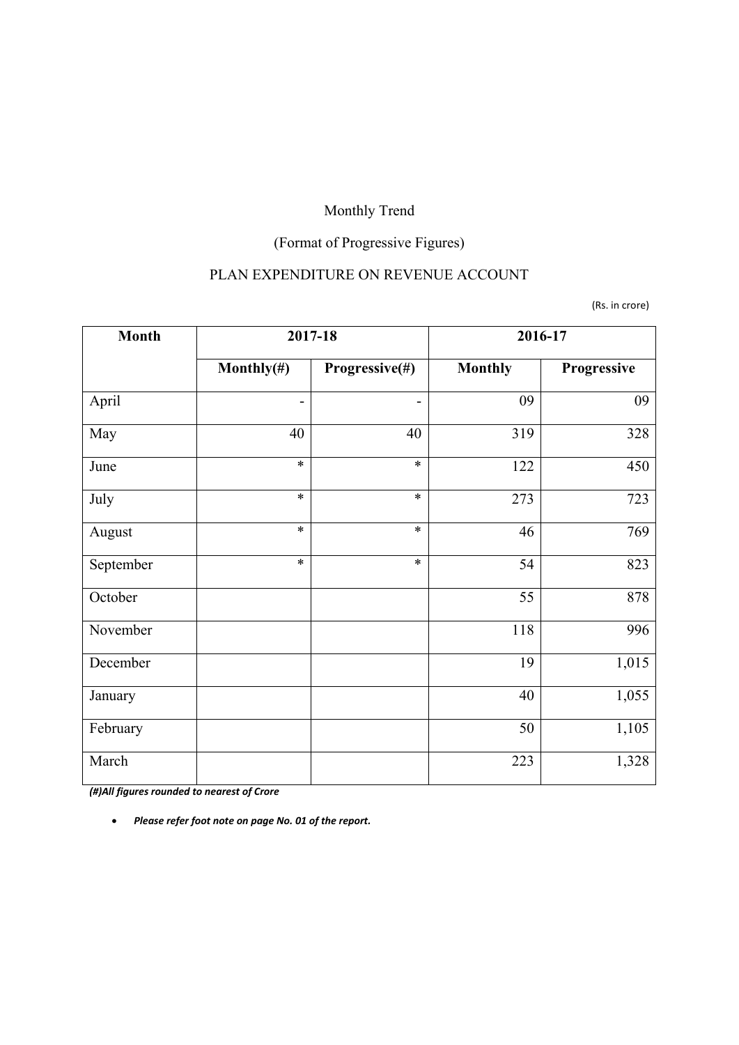Monthly Trend

(Format of Progressive Figures)

PLAN EXPENDITURE ON REVENUE ACCOUNT

(Rs. in crore)

| Month | 2017-18 | | 2016-17 | |
|---|---|---|---|---|
| | Monthly(#) | Progressive(#) | Monthly | Progressive |
| April | - | - | 09 | 09 |
| May | 40 | 40 | 319 | 328 |
| June | * | * | 122 | 450 |
| July | * | * | 273 | 723 |
| August | * | * | 46 | 769 |
| September | * | * | 54 | 823 |
| October | | | 55 | 878 |
| November | | | 118 | 996 |
| December | | | 19 | 1,015 |
| January | | | 40 | 1,055 |
| February | | | 50 | 1,105 |
| March | | | 223 | 1,328 |

***(#)All figures rounded to nearest of Crore***

- ***Please refer foot note on page No. 01 of the report.***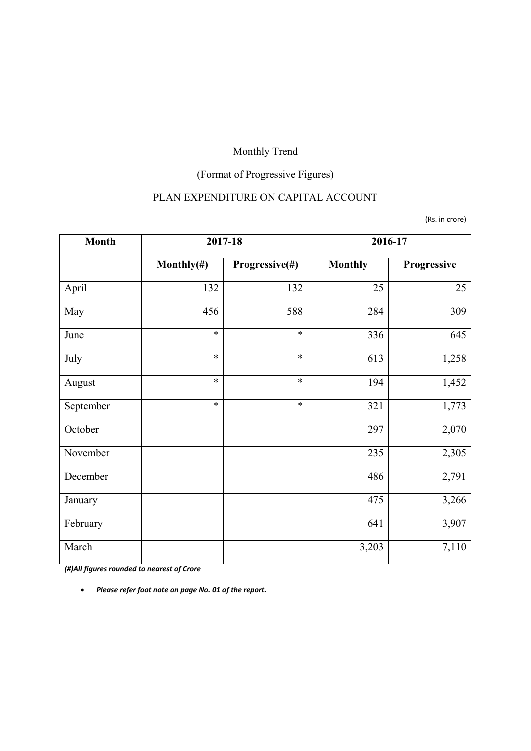Monthly Trend

(Format of Progressive Figures)

PLAN EXPENDITURE ON CAPITAL ACCOUNT

(Rs. in crore)

| Month | 2017-18 | | 2016-17 | |
|---|---|---|---|---|
| | Monthly(#) | Progressive(#) | Monthly | Progressive |
| April | 132 | 132 | 25 | 25 |
| May | 456 | 588 | 284 | 309 |
| June | * | * | 336 | 645 |
| July | * | * | 613 | 1,258 |
| August | * | * | 194 | 1,452 |
| September | * | * | 321 | 1,773 |
| October | | | 297 | 2,070 |
| November | | | 235 | 2,305 |
| December | | | 486 | 2,791 |
| January | | | 475 | 3,266 |
| February | | | 641 | 3,907 |
| March | | | 3,203 | 7,110 |

***(#)All figures rounded to nearest of Crore***

- ***Please refer foot note on page No. 01 of the report.***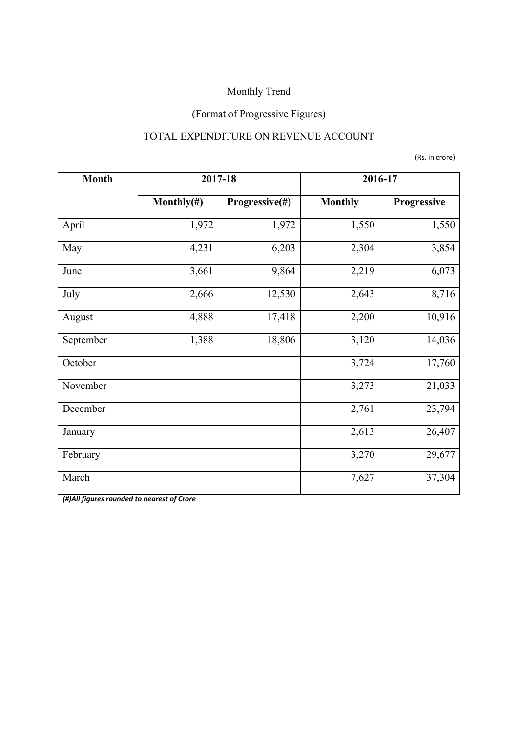Monthly Trend

(Format of Progressive Figures)

TOTAL EXPENDITURE ON REVENUE ACCOUNT

(Rs. in crore)

| Month | 2017-18 | | 2016-17 | |
|---|---|---|---|---|
| | Monthly(#) | Progressive(#) | Monthly | Progressive |
| April | 1,972 | 1,972 | 1,550 | 1,550 |
| May | 4,231 | 6,203 | 2,304 | 3,854 |
| June | 3,661 | 9,864 | 2,219 | 6,073 |
| July | 2,666 | 12,530 | 2,643 | 8,716 |
| August | 4,888 | 17,418 | 2,200 | 10,916 |
| September | 1,388 | 18,806 | 3,120 | 14,036 |
| October | | | 3,724 | 17,760 |
| November | | | 3,273 | 21,033 |
| December | | | 2,761 | 23,794 |
| January | | | 2,613 | 26,407 |
| February | | | 3,270 | 29,677 |
| March | | | 7,627 | 37,304 |

***(#)All figures rounded to nearest of Crore***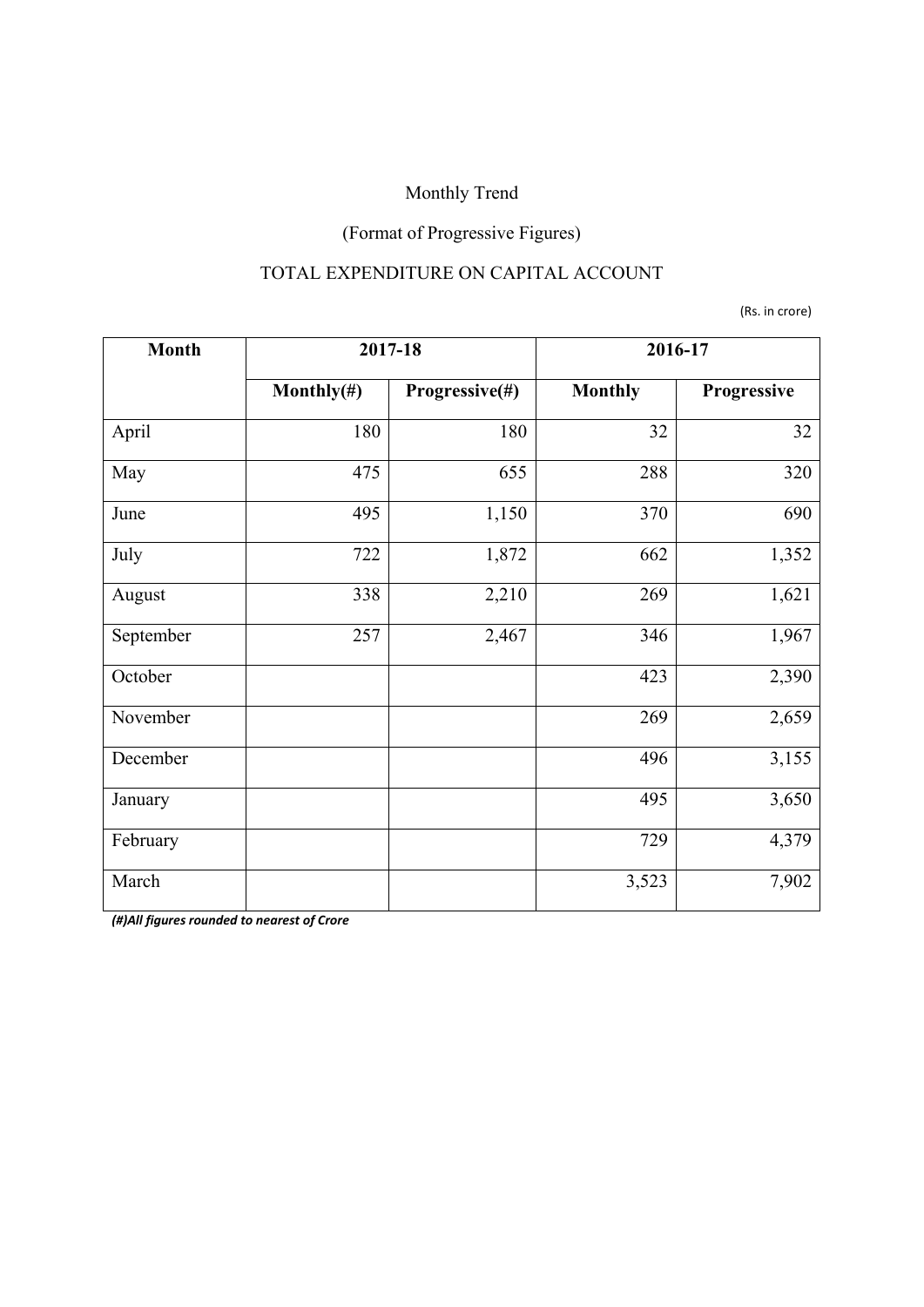Monthly Trend

(Format of Progressive Figures)

TOTAL EXPENDITURE ON CAPITAL ACCOUNT

(Rs. in crore)

| Month | 2017-18 | | 2016-17 | |
|---|---|---|---|---|
| | Monthly(#) | Progressive(#) | Monthly | Progressive |
| April | 180 | 180 | 32 | 32 |
| May | 475 | 655 | 288 | 320 |
| June | 495 | 1,150 | 370 | 690 |
| July | 722 | 1,872 | 662 | 1,352 |
| August | 338 | 2,210 | 269 | 1,621 |
| September | 257 | 2,467 | 346 | 1,967 |
| October | | | 423 | 2,390 |
| November | | | 269 | 2,659 |
| December | | | 496 | 3,155 |
| January | | | 495 | 3,650 |
| February | | | 729 | 4,379 |
| March | | | 3,523 | 7,902 |

*(#)All figures rounded to nearest of Crore*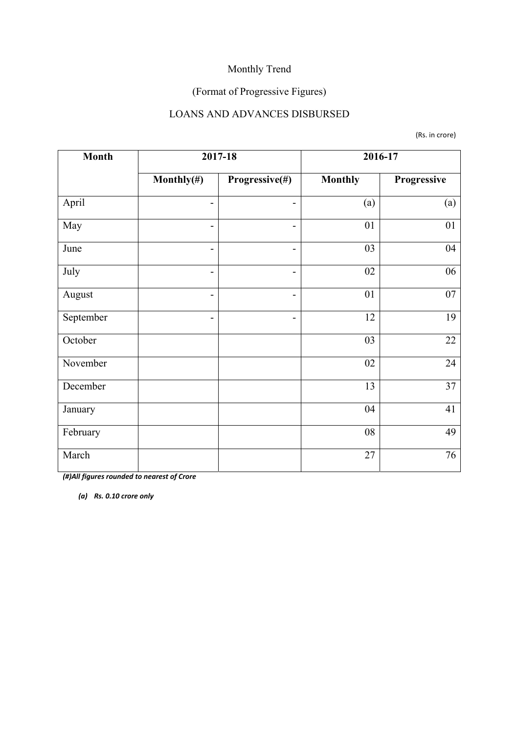Monthly Trend

(Format of Progressive Figures)

LOANS AND ADVANCES DISBURSED

(Rs. in crore)

| Month | 2017-18 | | 2016-17 | |
|---|---|---|---|---|
| | Monthly(#) | Progressive(#) | Monthly | Progressive |
| April | - | - | (a) | (a) |
| May | - | - | 01 | 01 |
| June | - | - | 03 | 04 |
| July | - | - | 02 | 06 |
| August | - | - | 01 | 07 |
| September | - | - | 12 | 19 |
| October | | | 03 | 22 |
| November | | | 02 | 24 |
| December | | | 13 | 37 |
| January | | | 04 | 41 |
| February | | | 08 | 49 |
| March | | | 27 | 76 |

***(#)All figures rounded to nearest of Crore***

***(a) Rs. 0.10 crore only***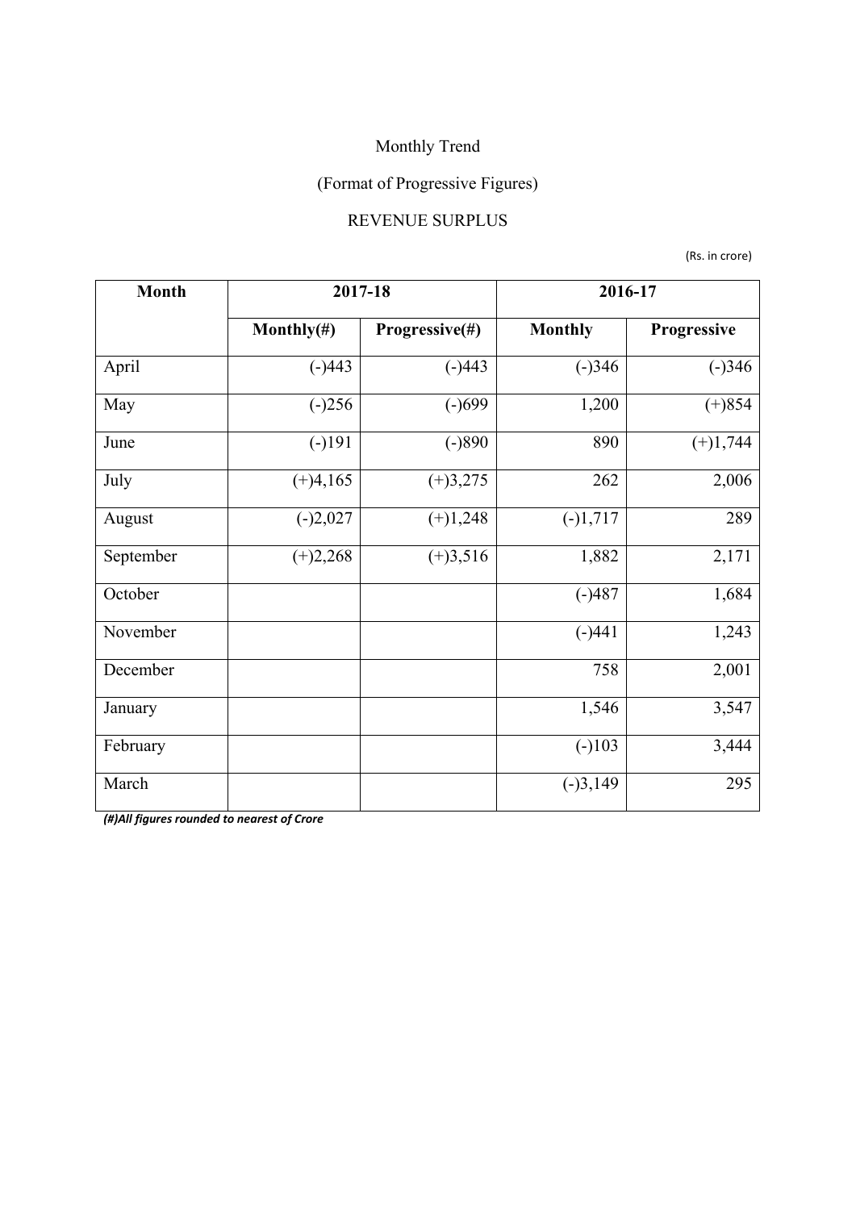Monthly Trend

(Format of Progressive Figures)

REVENUE SURPLUS

(Rs. in crore)

| Month | 2017-18 | | 2016-17 | |
|---|---|---|---|---|
| | **Monthly(#)** | **Progressive(#)** | **Monthly** | **Progressive** |
| April | (-)443 | (-)443 | (-)346 | (-)346 |
| May | (-)256 | (-)699 | 1,200 | (+)854 |
| June | (-)191 | (-)890 | 890 | (+)1,744 |
| July | (+)4,165 | (+)3,275 | 262 | 2,006 |
| August | (-)2,027 | (+)1,248 | (-)1,717 | 289 |
| September | (+)2,268 | (+)3,516 | 1,882 | 2,171 |
| October | | | (-)487 | 1,684 |
| November | | | (-)441 | 1,243 |
| December | | | 758 | 2,001 |
| January | | | 1,546 | 3,547 |
| February | | | (-)103 | 3,444 |
| March | | | (-)3,149 | 295 |

***(#)All figures rounded to nearest of Crore***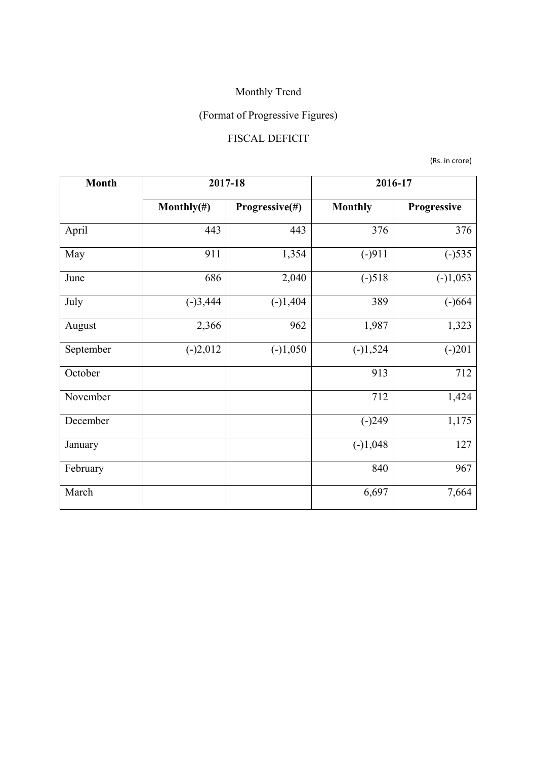Monthly Trend

(Format of Progressive Figures)

FISCAL DEFICIT

(Rs. in crore)

| Month | 2017-18 | | 2016-17 | |
|---|---|---|---|---|
| | Monthly(#) | Progressive(#) | Monthly | Progressive |
| April | 443 | 443 | 376 | 376 |
| May | 911 | 1,354 | (-)911 | (-)535 |
| June | 686 | 2,040 | (-)518 | (-)1,053 |
| July | (-)3,444 | (-)1,404 | 389 | (-)664 |
| August | 2,366 | 962 | 1,987 | 1,323 |
| September | (-)2,012 | (-)1,050 | (-)1,524 | (-)201 |
| October | | | 913 | 712 |
| November | | | 712 | 1,424 |
| December | | | (-)249 | 1,175 |
| January | | | (-)1,048 | 127 |
| February | | | 840 | 967 |
| March | | | 6,697 | 7,664 |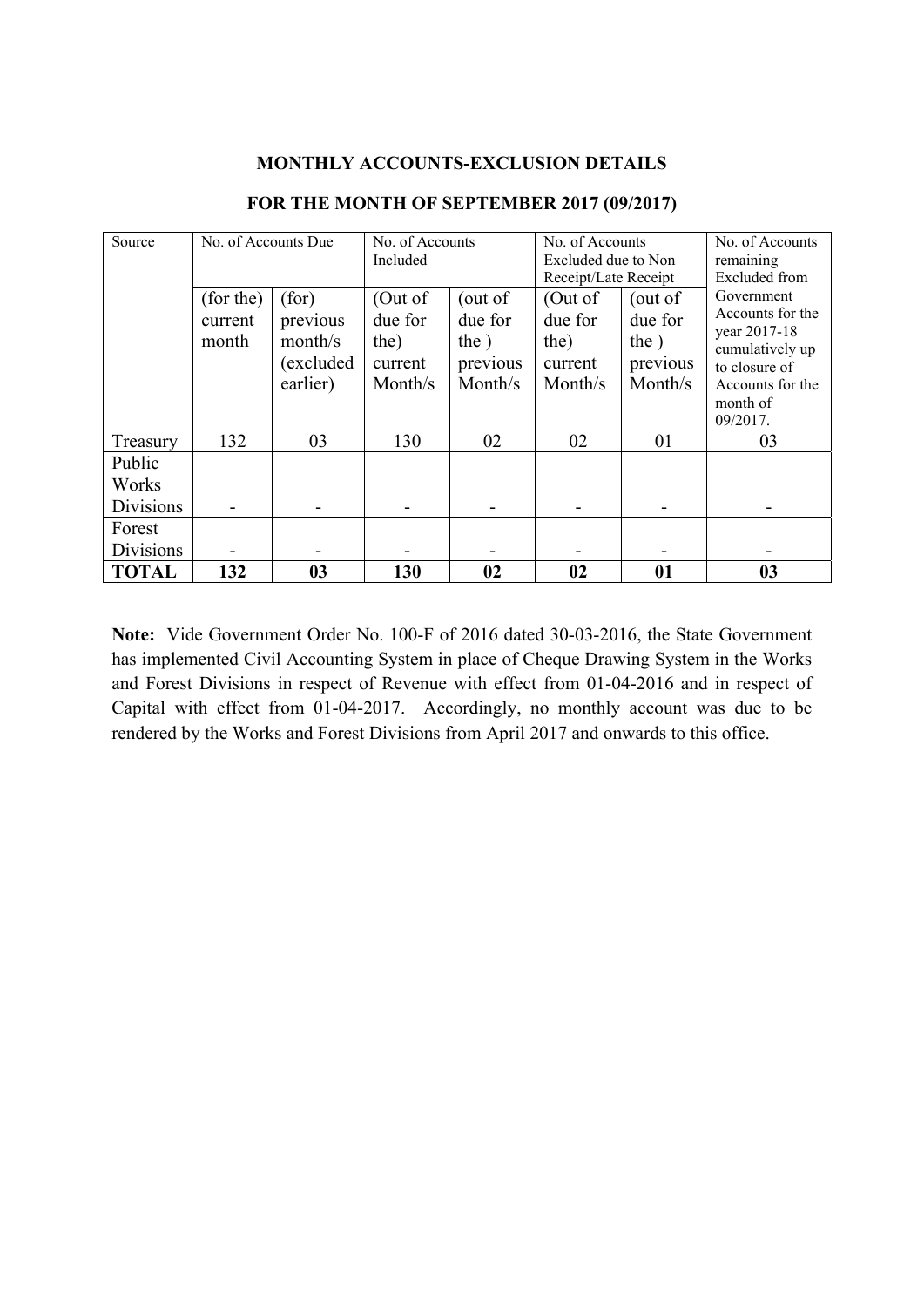**MONTHLY ACCOUNTS-EXCLUSION DETAILS**

**FOR THE MONTH OF SEPTEMBER 2017 (09/2017)**

| Source | No. of Accounts Due | | No. of Accounts Included | | No. of Accounts Excluded due to Non Receipt/Late Receipt | | No. of Accounts remaining Excluded from Government Accounts for the year 2017-18 cumulatively up to closure of Accounts for the month of 09/2017. |
|---|---|---|---|---|---|---|---|
| | (for the) current month | (for) previous month/s (excluded earlier) | (Out of due for the) current Month/s | (out of due for the ) previous Month/s | (Out of due for the) current Month/s | (out of due for the ) previous Month/s | |
| Treasury | 132 | 03 | 130 | 02 | 02 | 01 | 03 |
| Public Works Divisions | - | - | - | - | - | - | - |
| Forest Divisions | - | - | - | - | - | - | - |
| **TOTAL** | **132** | **03** | **130** | **02** | **02** | **01** | **03** |

**Note:** Vide Government Order No. 100-F of 2016 dated 30-03-2016, the State Government has implemented Civil Accounting System in place of Cheque Drawing System in the Works and Forest Divisions in respect of Revenue with effect from 01-04-2016 and in respect of Capital with effect from 01-04-2017. Accordingly, no monthly account was due to be rendered by the Works and Forest Divisions from April 2017 and onwards to this office.